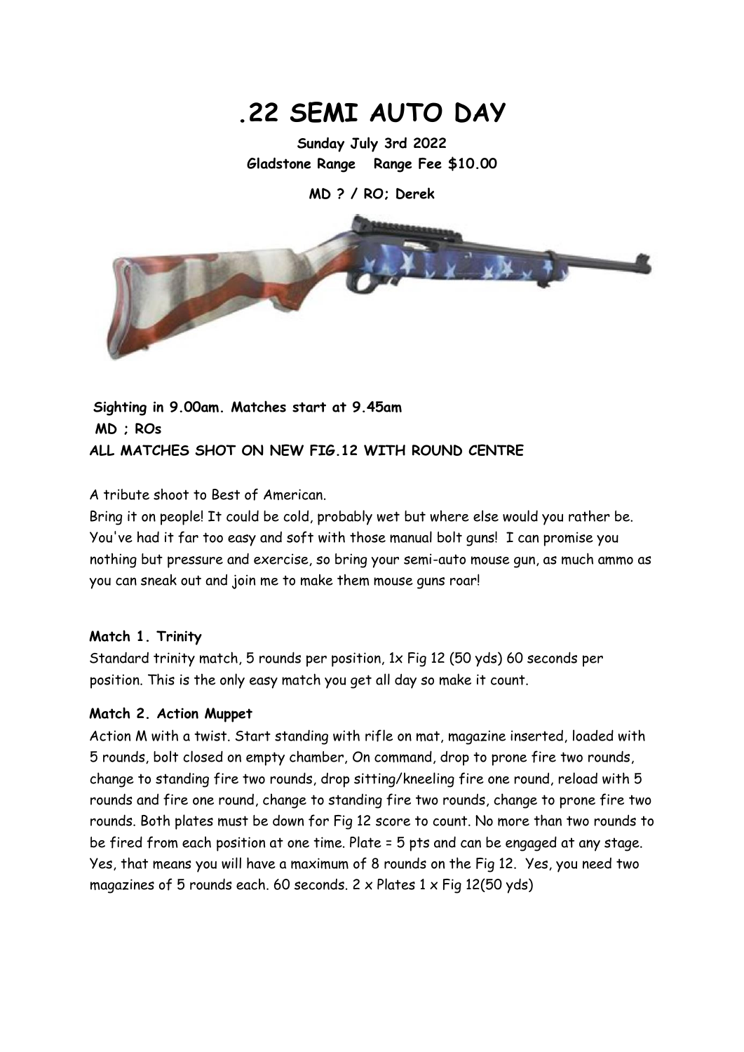# .22 SEMI AUTO DAY

**Sunday July 3rd 2022**
**Gladstone Range Range Fee $10.00**

**MD ? / RO; Derek**

**Sighting in 9.00am. Matches start at 9.45am**
**MD ; ROs**
**ALL MATCHES SHOT ON NEW FIG.12 WITH ROUND CENTRE**

A tribute shoot to Best of American.
Bring it on people! It could be cold, probably wet but where else would you rather be. You've had it far too easy and soft with those manual bolt guns! I can promise you nothing but pressure and exercise, so bring your semi-auto mouse gun, as much ammo as you can sneak out and join me to make them mouse guns roar!

### Match 1. Trinity

Standard trinity match, 5 rounds per position, 1x Fig 12 (50 yds) 60 seconds per position. This is the only easy match you get all day so make it count.

### Match 2. Action Muppet

Action M with a twist. Start standing with rifle on mat, magazine inserted, loaded with 5 rounds, bolt closed on empty chamber, On command, drop to prone fire two rounds, change to standing fire two rounds, drop sitting/kneeling fire one round, reload with 5 rounds and fire one round, change to standing fire two rounds, change to prone fire two rounds. Both plates must be down for Fig 12 score to count. No more than two rounds to be fired from each position at one time. Plate = 5 pts and can be engaged at any stage. Yes, that means you will have a maximum of 8 rounds on the Fig 12. Yes, you need two magazines of 5 rounds each. 60 seconds. 2 x Plates 1 x Fig 12(50 yds)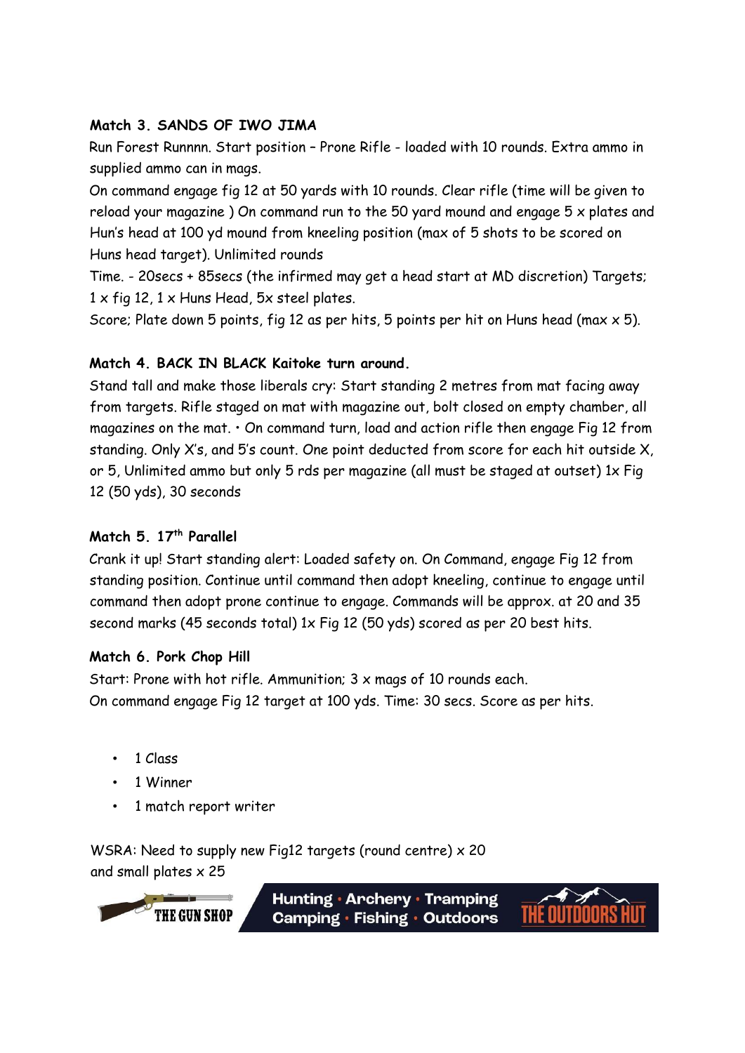**Match 3. SANDS OF IWO JIMA**

Run Forest Runnnn. Start position – Prone Rifle - loaded with 10 rounds. Extra ammo in supplied ammo can in mags.

On command engage fig 12 at 50 yards with 10 rounds. Clear rifle (time will be given to reload your magazine ) On command run to the 50 yard mound and engage 5 x plates and Hun's head at 100 yd mound from kneeling position (max of 5 shots to be scored on Huns head target). Unlimited rounds

Time. - 20secs + 85secs (the infirmed may get a head start at MD discretion) Targets; 1 x fig 12, 1 x Huns Head, 5x steel plates.

Score; Plate down 5 points, fig 12 as per hits, 5 points per hit on Huns head (max x 5).

**Match 4. BACK IN BLACK Kaitoke turn around.**

Stand tall and make those liberals cry: Start standing 2 metres from mat facing away from targets. Rifle staged on mat with magazine out, bolt closed on empty chamber, all magazines on the mat. • On command turn, load and action rifle then engage Fig 12 from standing. Only X's, and 5's count. One point deducted from score for each hit outside X, or 5, Unlimited ammo but only 5 rds per magazine (all must be staged at outset) 1x Fig 12 (50 yds), 30 seconds

**Match 5. 17th Parallel**

Crank it up! Start standing alert: Loaded safety on. On Command, engage Fig 12 from standing position. Continue until command then adopt kneeling, continue to engage until command then adopt prone continue to engage. Commands will be approx. at 20 and 35 second marks (45 seconds total) 1x Fig 12 (50 yds) scored as per 20 best hits.

**Match 6. Pork Chop Hill**

Start: Prone with hot rifle. Ammunition; 3 x mags of 10 rounds each.

On command engage Fig 12 target at 100 yds. Time: 30 secs. Score as per hits.

- 1 Class
- 1 Winner
- 1 match report writer

WSRA: Need to supply new Fig12 targets (round centre) x 20
and small plates x 25

THE GUN SHOP

Hunting · Archery · Tramping
Camping · Fishing · Outdoors

THE OUTDOORS HUT